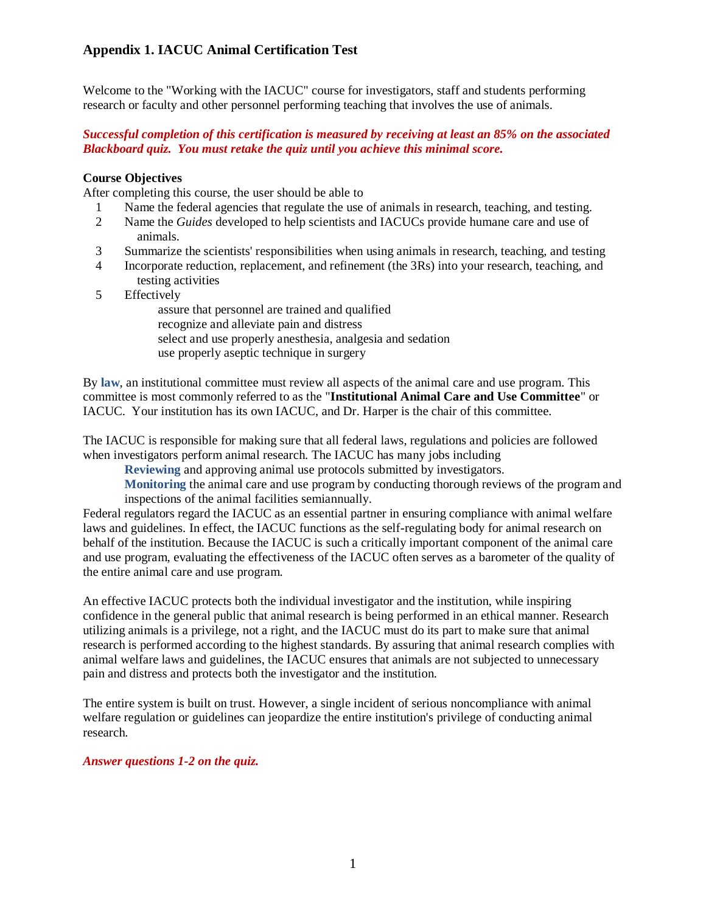## Appendix 1. IACUC Animal Certification Test

Welcome to the "Working with the IACUC" course for investigators, staff and students performing research or faculty and other personnel performing teaching that involves the use of animals.

***Successful completion of this certification is measured by receiving at least an 85% on the associated Blackboard quiz. You must retake the quiz until you achieve this minimal score.***

**Course Objectives**

After completing this course, the user should be able to

1. Name the federal agencies that regulate the use of animals in research, teaching, and testing.
2. Name the *Guides* developed to help scientists and IACUCs provide humane care and use of animals.
3. Summarize the scientists' responsibilities when using animals in research, teaching, and testing
4. Incorporate reduction, replacement, and refinement (the 3Rs) into your research, teaching, and testing activities
5. Effectively
   - assure that personnel are trained and qualified
   - recognize and alleviate pain and distress
   - select and use properly anesthesia, analgesia and sedation
   - use properly aseptic technique in surgery

By **law**, an institutional committee must review all aspects of the animal care and use program. This committee is most commonly referred to as the "**Institutional Animal Care and Use Committee**" or IACUC. Your institution has its own IACUC, and Dr. Harper is the chair of this committee.

The IACUC is responsible for making sure that all federal laws, regulations and policies are followed when investigators perform animal research. The IACUC has many jobs including

- **Reviewing** and approving animal use protocols submitted by investigators.
- **Monitoring** the animal care and use program by conducting thorough reviews of the program and inspections of the animal facilities semiannually.

Federal regulators regard the IACUC as an essential partner in ensuring compliance with animal welfare laws and guidelines. In effect, the IACUC functions as the self-regulating body for animal research on behalf of the institution. Because the IACUC is such a critically important component of the animal care and use program, evaluating the effectiveness of the IACUC often serves as a barometer of the quality of the entire animal care and use program.

An effective IACUC protects both the individual investigator and the institution, while inspiring confidence in the general public that animal research is being performed in an ethical manner. Research utilizing animals is a privilege, not a right, and the IACUC must do its part to make sure that animal research is performed according to the highest standards. By assuring that animal research complies with animal welfare laws and guidelines, the IACUC ensures that animals are not subjected to unnecessary pain and distress and protects both the investigator and the institution.

The entire system is built on trust. However, a single incident of serious noncompliance with animal welfare regulation or guidelines can jeopardize the entire institution's privilege of conducting animal research.

***Answer questions 1-2 on the quiz.***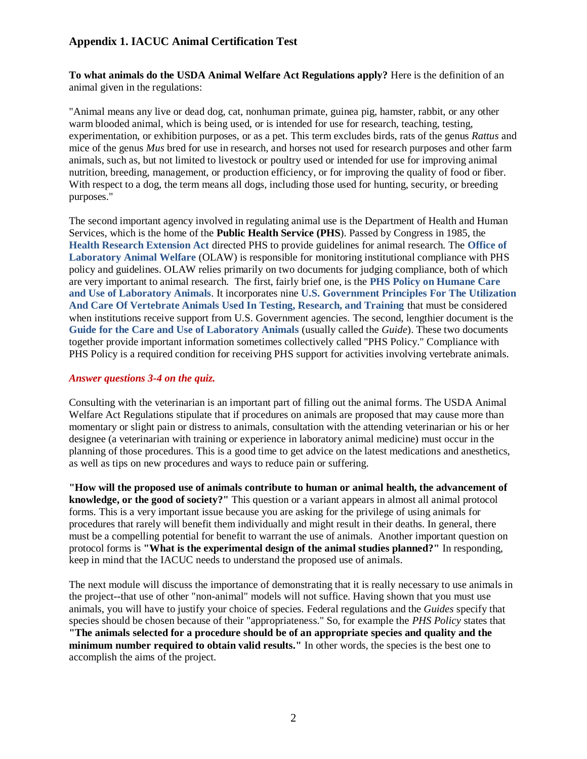## Appendix 1. IACUC Animal Certification Test

**To what animals do the USDA Animal Welfare Act Regulations apply?** Here is the definition of an animal given in the regulations:

"Animal means any live or dead dog, cat, nonhuman primate, guinea pig, hamster, rabbit, or any other warm blooded animal, which is being used, or is intended for use for research, teaching, testing, experimentation, or exhibition purposes, or as a pet. This term excludes birds, rats of the genus *Rattus* and mice of the genus *Mus* bred for use in research, and horses not used for research purposes and other farm animals, such as, but not limited to livestock or poultry used or intended for use for improving animal nutrition, breeding, management, or production efficiency, or for improving the quality of food or fiber. With respect to a dog, the term means all dogs, including those used for hunting, security, or breeding purposes."

The second important agency involved in regulating animal use is the Department of Health and Human Services, which is the home of the **Public Health Service (PHS)**. Passed by Congress in 1985, the **Health Research Extension Act** directed PHS to provide guidelines for animal research. The **Office of Laboratory Animal Welfare** (OLAW) is responsible for monitoring institutional compliance with PHS policy and guidelines. OLAW relies primarily on two documents for judging compliance, both of which are very important to animal research. The first, fairly brief one, is the **PHS Policy on Humane Care and Use of Laboratory Animals**. It incorporates nine **U.S. Government Principles For The Utilization And Care Of Vertebrate Animals Used In Testing, Research, and Training** that must be considered when institutions receive support from U.S. Government agencies. The second, lengthier document is the **Guide for the Care and Use of Laboratory Animals** (usually called the *Guide*). These two documents together provide important information sometimes collectively called "PHS Policy." Compliance with PHS Policy is a required condition for receiving PHS support for activities involving vertebrate animals.

***Answer questions 3-4 on the quiz.***

Consulting with the veterinarian is an important part of filling out the animal forms. The USDA Animal Welfare Act Regulations stipulate that if procedures on animals are proposed that may cause more than momentary or slight pain or distress to animals, consultation with the attending veterinarian or his or her designee (a veterinarian with training or experience in laboratory animal medicine) must occur in the planning of those procedures. This is a good time to get advice on the latest medications and anesthetics, as well as tips on new procedures and ways to reduce pain or suffering.

**"How will the proposed use of animals contribute to human or animal health, the advancement of knowledge, or the good of society?"** This question or a variant appears in almost all animal protocol forms. This is a very important issue because you are asking for the privilege of using animals for procedures that rarely will benefit them individually and might result in their deaths. In general, there must be a compelling potential for benefit to warrant the use of animals. Another important question on protocol forms is **"What is the experimental design of the animal studies planned?"** In responding, keep in mind that the IACUC needs to understand the proposed use of animals.

The next module will discuss the importance of demonstrating that it is really necessary to use animals in the project--that use of other "non-animal" models will not suffice. Having shown that you must use animals, you will have to justify your choice of species. Federal regulations and the *Guides* specify that species should be chosen because of their "appropriateness." So, for example the *PHS Policy* states that **"The animals selected for a procedure should be of an appropriate species and quality and the minimum number required to obtain valid results."** In other words, the species is the best one to accomplish the aims of the project.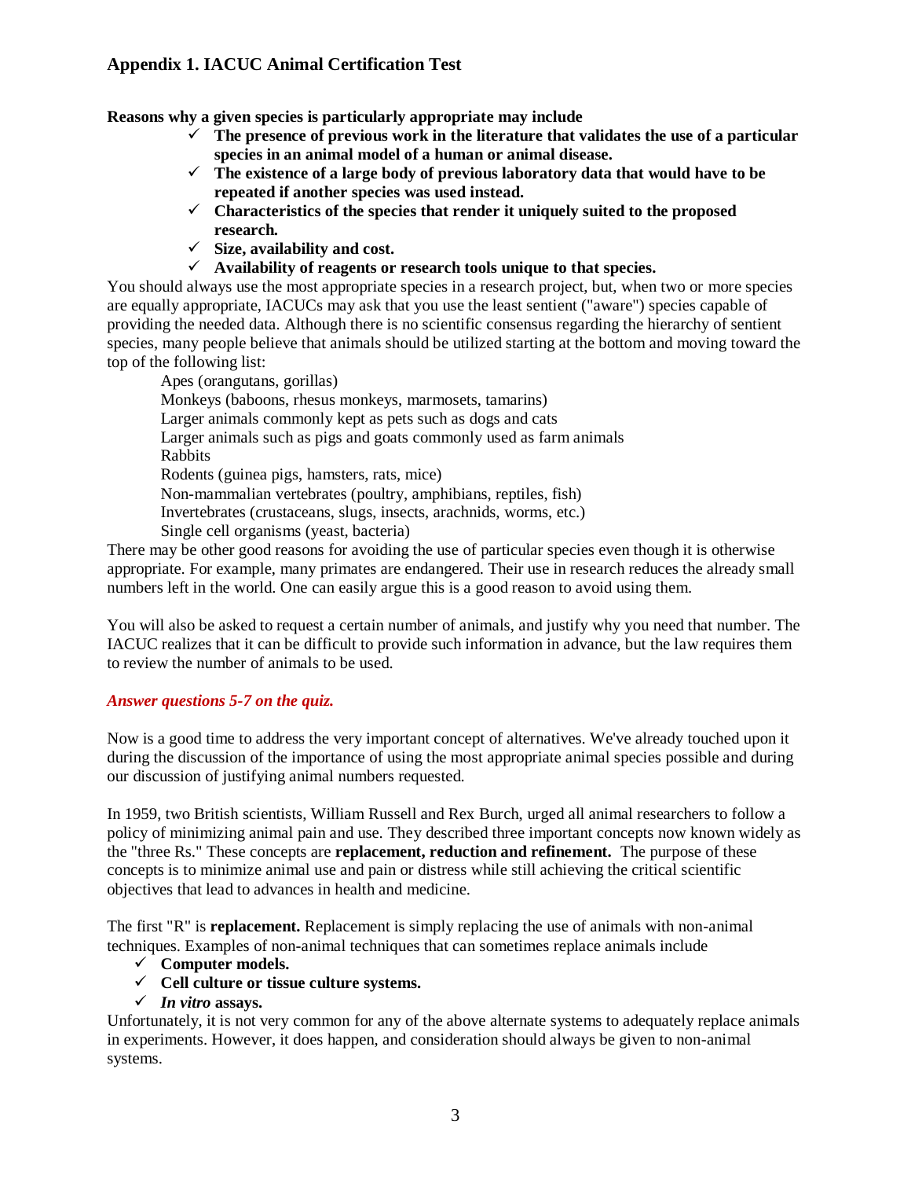## Appendix 1. IACUC Animal Certification Test

**Reasons why a given species is particularly appropriate may include**

- ✓ **The presence of previous work in the literature that validates the use of a particular species in an animal model of a human or animal disease.**
- ✓ **The existence of a large body of previous laboratory data that would have to be repeated if another species was used instead.**
- ✓ **Characteristics of the species that render it uniquely suited to the proposed research.**
- ✓ **Size, availability and cost.**
- ✓ **Availability of reagents or research tools unique to that species.**

You should always use the most appropriate species in a research project, but, when two or more species are equally appropriate, IACUCs may ask that you use the least sentient ("aware") species capable of providing the needed data. Although there is no scientific consensus regarding the hierarchy of sentient species, many people believe that animals should be utilized starting at the bottom and moving toward the top of the following list:

Apes (orangutans, gorillas)
Monkeys (baboons, rhesus monkeys, marmosets, tamarins)
Larger animals commonly kept as pets such as dogs and cats
Larger animals such as pigs and goats commonly used as farm animals
Rabbits
Rodents (guinea pigs, hamsters, rats, mice)
Non-mammalian vertebrates (poultry, amphibians, reptiles, fish)
Invertebrates (crustaceans, slugs, insects, arachnids, worms, etc.)
Single cell organisms (yeast, bacteria)

There may be other good reasons for avoiding the use of particular species even though it is otherwise appropriate. For example, many primates are endangered. Their use in research reduces the already small numbers left in the world. One can easily argue this is a good reason to avoid using them.

You will also be asked to request a certain number of animals, and justify why you need that number. The IACUC realizes that it can be difficult to provide such information in advance, but the law requires them to review the number of animals to be used.

***Answer questions 5-7 on the quiz.***

Now is a good time to address the very important concept of alternatives. We've already touched upon it during the discussion of the importance of using the most appropriate animal species possible and during our discussion of justifying animal numbers requested.

In 1959, two British scientists, William Russell and Rex Burch, urged all animal researchers to follow a policy of minimizing animal pain and use. They described three important concepts now known widely as the "three Rs." These concepts are **replacement, reduction and refinement.** The purpose of these concepts is to minimize animal use and pain or distress while still achieving the critical scientific objectives that lead to advances in health and medicine.

The first "R" is **replacement.** Replacement is simply replacing the use of animals with non-animal techniques. Examples of non-animal techniques that can sometimes replace animals include

- ✓ **Computer models.**
- ✓ **Cell culture or tissue culture systems.**
- ✓ ***In vitro* assays.**

Unfortunately, it is not very common for any of the above alternate systems to adequately replace animals in experiments. However, it does happen, and consideration should always be given to non-animal systems.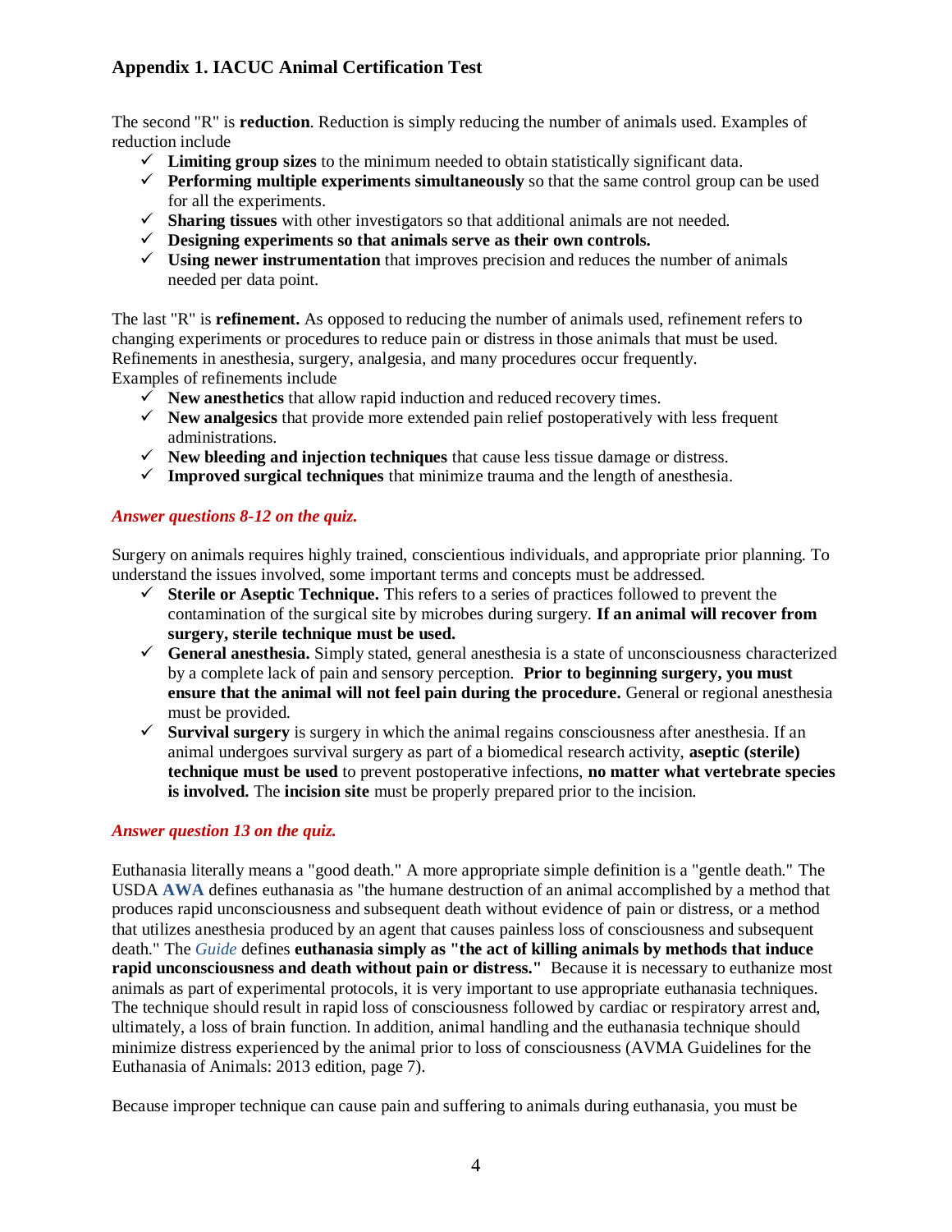## Appendix 1. IACUC Animal Certification Test

The second "R" is **reduction**. Reduction is simply reducing the number of animals used. Examples of reduction include

- ✓ **Limiting group sizes** to the minimum needed to obtain statistically significant data.
- ✓ **Performing multiple experiments simultaneously** so that the same control group can be used for all the experiments.
- ✓ **Sharing tissues** with other investigators so that additional animals are not needed.
- ✓ **Designing experiments so that animals serve as their own controls.**
- ✓ **Using newer instrumentation** that improves precision and reduces the number of animals needed per data point.

The last "R" is **refinement.** As opposed to reducing the number of animals used, refinement refers to changing experiments or procedures to reduce pain or distress in those animals that must be used. Refinements in anesthesia, surgery, analgesia, and many procedures occur frequently.
Examples of refinements include

- ✓ **New anesthetics** that allow rapid induction and reduced recovery times.
- ✓ **New analgesics** that provide more extended pain relief postoperatively with less frequent administrations.
- ✓ **New bleeding and injection techniques** that cause less tissue damage or distress.
- ✓ **Improved surgical techniques** that minimize trauma and the length of anesthesia.

***Answer questions 8-12 on the quiz.***

Surgery on animals requires highly trained, conscientious individuals, and appropriate prior planning. To understand the issues involved, some important terms and concepts must be addressed.

- ✓ **Sterile or Aseptic Technique.** This refers to a series of practices followed to prevent the contamination of the surgical site by microbes during surgery. **If an animal will recover from surgery, sterile technique must be used.**
- ✓ **General anesthesia.** Simply stated, general anesthesia is a state of unconsciousness characterized by a complete lack of pain and sensory perception. **Prior to beginning surgery, you must ensure that the animal will not feel pain during the procedure.** General or regional anesthesia must be provided.
- ✓ **Survival surgery** is surgery in which the animal regains consciousness after anesthesia. If an animal undergoes survival surgery as part of a biomedical research activity, **aseptic (sterile) technique must be used** to prevent postoperative infections, **no matter what vertebrate species is involved.** The **incision site** must be properly prepared prior to the incision.

***Answer question 13 on the quiz.***

Euthanasia literally means a "good death." A more appropriate simple definition is a "gentle death." The USDA **AWA** defines euthanasia as "the humane destruction of an animal accomplished by a method that produces rapid unconsciousness and subsequent death without evidence of pain or distress, or a method that utilizes anesthesia produced by an agent that causes painless loss of consciousness and subsequent death." The *Guide* defines **euthanasia simply as "the act of killing animals by methods that induce rapid unconsciousness and death without pain or distress."** Because it is necessary to euthanize most animals as part of experimental protocols, it is very important to use appropriate euthanasia techniques. The technique should result in rapid loss of consciousness followed by cardiac or respiratory arrest and, ultimately, a loss of brain function. In addition, animal handling and the euthanasia technique should minimize distress experienced by the animal prior to loss of consciousness (AVMA Guidelines for the Euthanasia of Animals: 2013 edition, page 7).

Because improper technique can cause pain and suffering to animals during euthanasia, you must be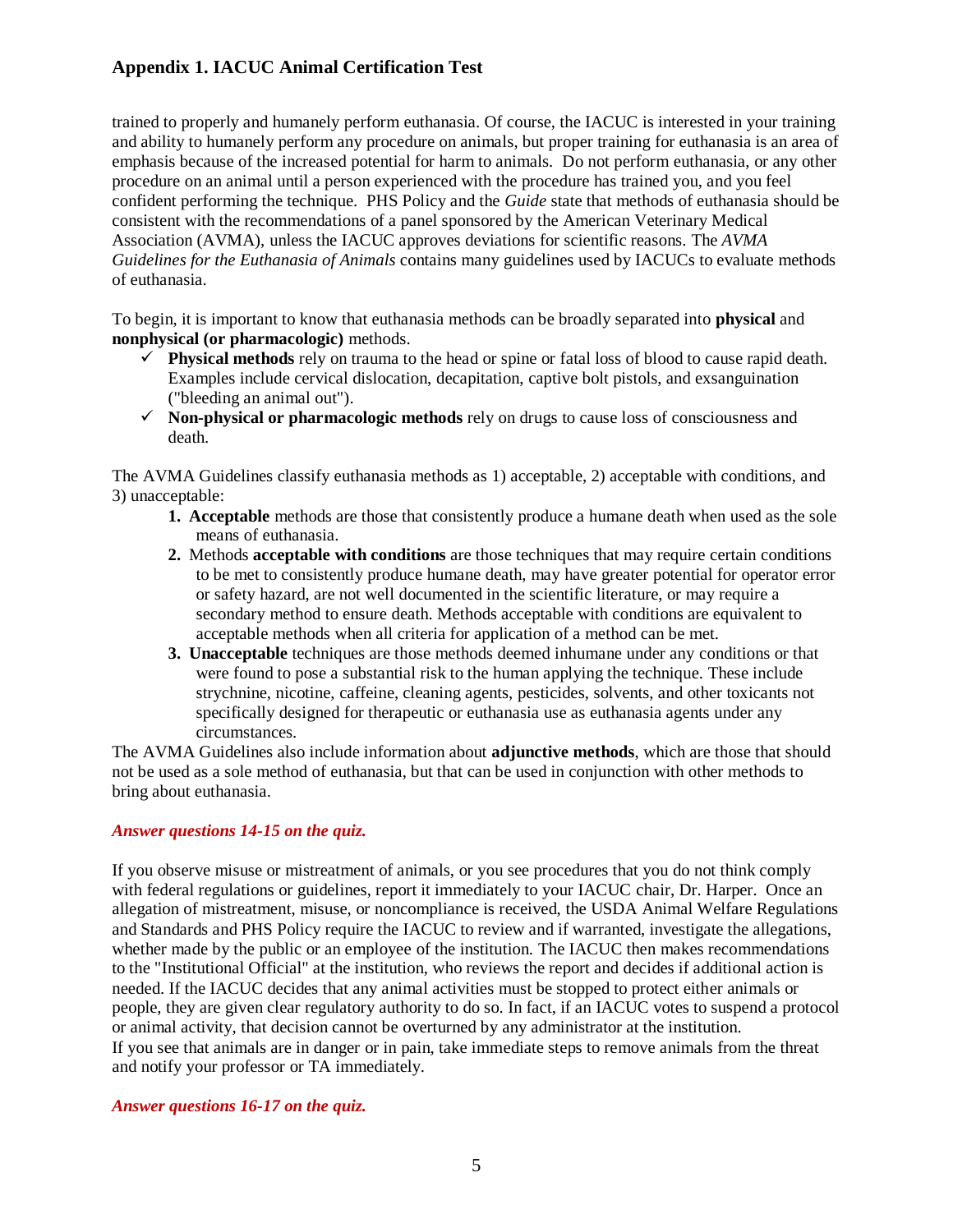trained to properly and humanely perform euthanasia. Of course, the IACUC is interested in your training and ability to humanely perform any procedure on animals, but proper training for euthanasia is an area of emphasis because of the increased potential for harm to animals. Do not perform euthanasia, or any other procedure on an animal until a person experienced with the procedure has trained you, and you feel confident performing the technique. PHS Policy and the *Guide* state that methods of euthanasia should be consistent with the recommendations of a panel sponsored by the American Veterinary Medical Association (AVMA), unless the IACUC approves deviations for scientific reasons. The *AVMA Guidelines for the Euthanasia of Animals* contains many guidelines used by IACUCs to evaluate methods of euthanasia.

To begin, it is important to know that euthanasia methods can be broadly separated into **physical** and **nonphysical (or pharmacologic)** methods.

- ✓ **Physical methods** rely on trauma to the head or spine or fatal loss of blood to cause rapid death. Examples include cervical dislocation, decapitation, captive bolt pistols, and exsanguination ("bleeding an animal out").
- ✓ **Non-physical or pharmacologic methods** rely on drugs to cause loss of consciousness and death.

The AVMA Guidelines classify euthanasia methods as 1) acceptable, 2) acceptable with conditions, and 3) unacceptable:

1. **Acceptable** methods are those that consistently produce a humane death when used as the sole means of euthanasia.
2. Methods **acceptable with conditions** are those techniques that may require certain conditions to be met to consistently produce humane death, may have greater potential for operator error or safety hazard, are not well documented in the scientific literature, or may require a secondary method to ensure death. Methods acceptable with conditions are equivalent to acceptable methods when all criteria for application of a method can be met.
3. **Unacceptable** techniques are those methods deemed inhumane under any conditions or that were found to pose a substantial risk to the human applying the technique. These include strychnine, nicotine, caffeine, cleaning agents, pesticides, solvents, and other toxicants not specifically designed for therapeutic or euthanasia use as euthanasia agents under any circumstances.

The AVMA Guidelines also include information about **adjunctive methods**, which are those that should not be used as a sole method of euthanasia, but that can be used in conjunction with other methods to bring about euthanasia.

***Answer questions 14-15 on the quiz.***

If you observe misuse or mistreatment of animals, or you see procedures that you do not think comply with federal regulations or guidelines, report it immediately to your IACUC chair, Dr. Harper. Once an allegation of mistreatment, misuse, or noncompliance is received, the USDA Animal Welfare Regulations and Standards and PHS Policy require the IACUC to review and if warranted, investigate the allegations, whether made by the public or an employee of the institution. The IACUC then makes recommendations to the "Institutional Official" at the institution, who reviews the report and decides if additional action is needed. If the IACUC decides that any animal activities must be stopped to protect either animals or people, they are given clear regulatory authority to do so. In fact, if an IACUC votes to suspend a protocol or animal activity, that decision cannot be overturned by any administrator at the institution.
If you see that animals are in danger or in pain, take immediate steps to remove animals from the threat and notify your professor or TA immediately.

***Answer questions 16-17 on the quiz.***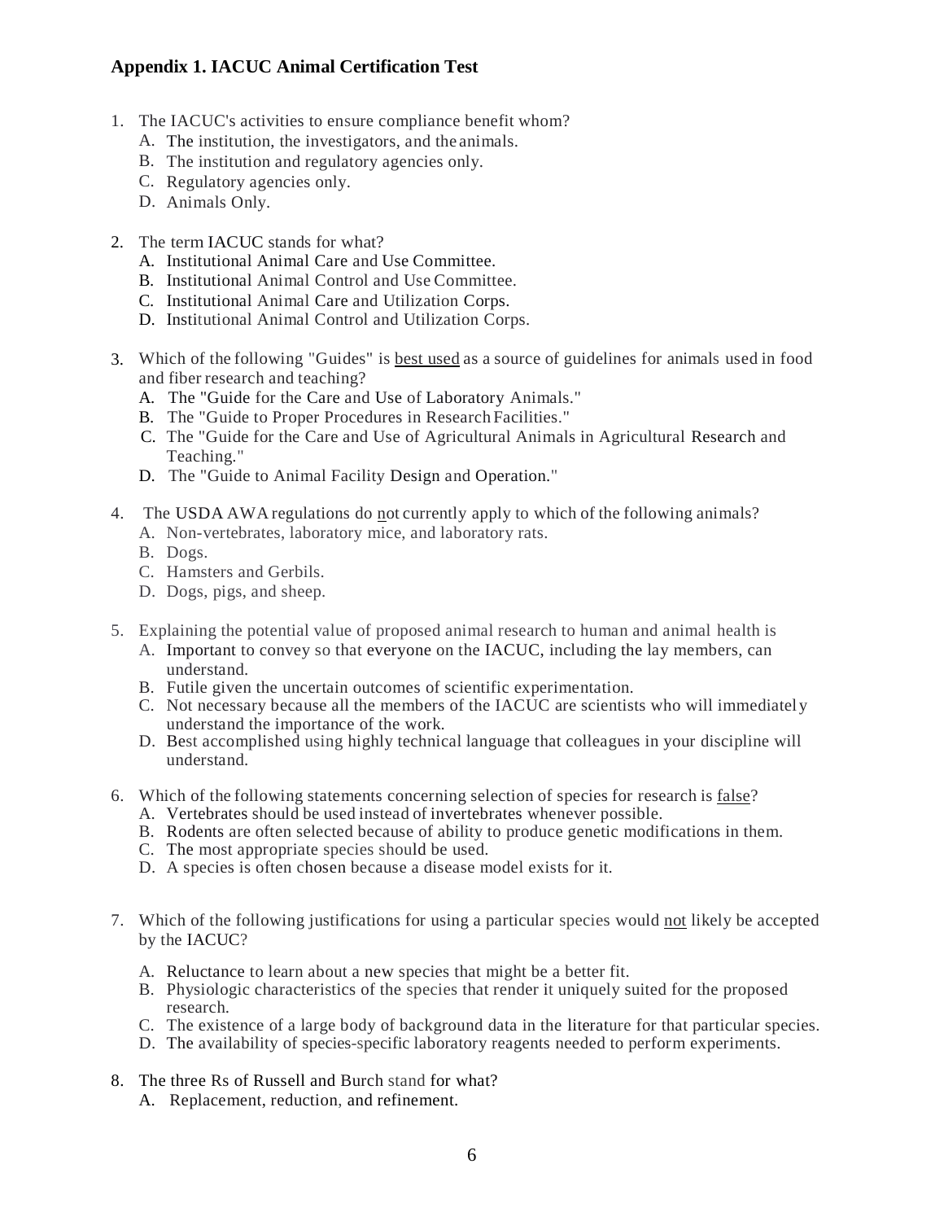### Appendix 1. IACUC Animal Certification Test

1. The IACUC's activities to ensure compliance benefit whom?
   - A. The institution, the investigators, and the animals.
   - B. The institution and regulatory agencies only.
   - C. Regulatory agencies only.
   - D. Animals Only.

2. The term IACUC stands for what?
   - A. Institutional Animal Care and Use Committee.
   - B. Institutional Animal Control and Use Committee.
   - C. Institutional Animal Care and Utilization Corps.
   - D. Institutional Animal Control and Utilization Corps.

3. Which of the following "Guides" is <u>best used</u> as a source of guidelines for animals used in food and fiber research and teaching?
   - A. The "Guide for the Care and Use of Laboratory Animals."
   - B. The "Guide to Proper Procedures in Research Facilities."
   - C. The "Guide for the Care and Use of Agricultural Animals in Agricultural Research and Teaching."
   - D. The "Guide to Animal Facility Design and Operation."

4. The USDA AWA regulations do <u>n</u>ot currently apply to which of the following animals?
   - A. Non-vertebrates, laboratory mice, and laboratory rats.
   - B. Dogs.
   - C. Hamsters and Gerbils.
   - D. Dogs, pigs, and sheep.

5. Explaining the potential value of proposed animal research to human and animal health is
   - A. Important to convey so that everyone on the IACUC, including the lay members, can understand.
   - B. Futile given the uncertain outcomes of scientific experimentation.
   - C. Not necessary because all the members of the IACUC are scientists who will immediately understand the importance of the work.
   - D. Best accomplished using highly technical language that colleagues in your discipline will understand.

6. Which of the following statements concerning selection of species for research is <u>false</u>?
   - A. Vertebrates should be used instead of invertebrates whenever possible.
   - B. Rodents are often selected because of ability to produce genetic modifications in them.
   - C. The most appropriate species should be used.
   - D. A species is often chosen because a disease model exists for it.

7. Which of the following justifications for using a particular species would <u>not</u> likely be accepted by the IACUC?
   - A. Reluctance to learn about a new species that might be a better fit.
   - B. Physiologic characteristics of the species that render it uniquely suited for the proposed research.
   - C. The existence of a large body of background data in the literature for that particular species.
   - D. The availability of species-specific laboratory reagents needed to perform experiments.

8. The three Rs of Russell and Burch stand for what?
   - A. Replacement, reduction, and refinement.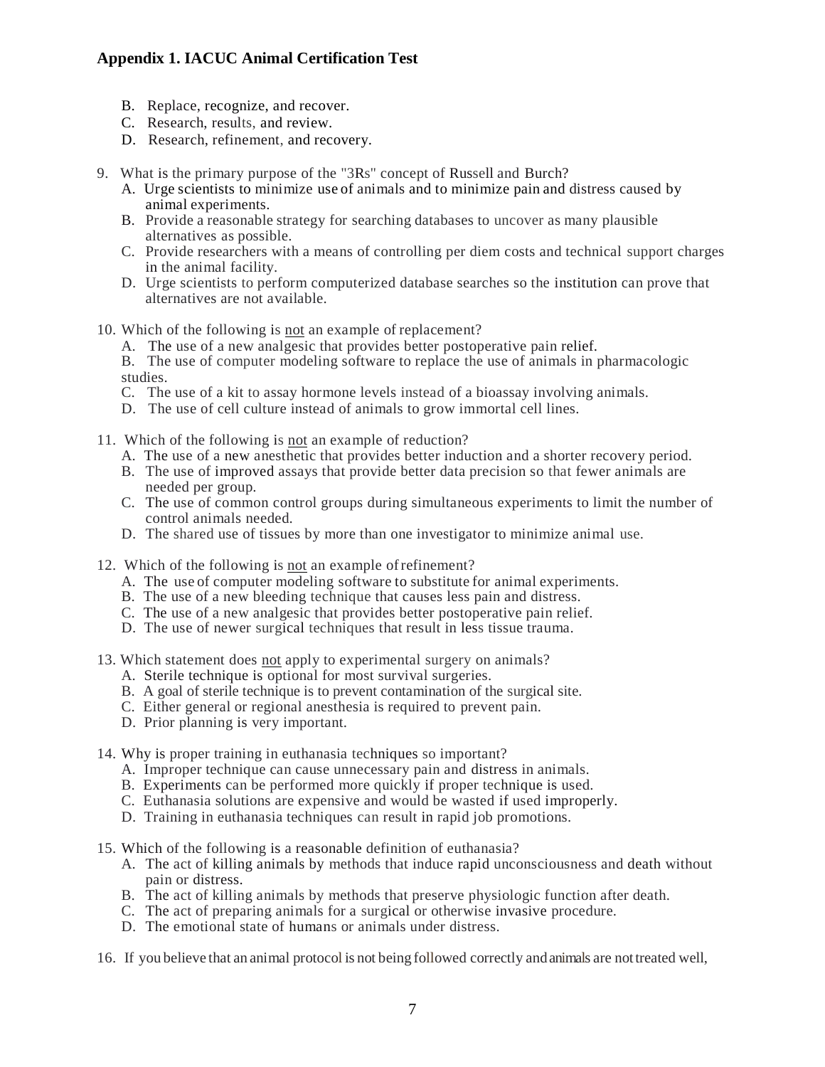## Appendix 1. IACUC Animal Certification Test

B. Replace, recognize, and recover.
C. Research, results, and review.
D. Research, refinement, and recovery.

9. What is the primary purpose of the "3Rs" concept of Russell and Burch?
   A. Urge scientists to minimize use of animals and to minimize pain and distress caused by animal experiments.
   B. Provide a reasonable strategy for searching databases to uncover as many plausible alternatives as possible.
   C. Provide researchers with a means of controlling per diem costs and technical support charges in the animal facility.
   D. Urge scientists to perform computerized database searches so the institution can prove that alternatives are not available.

10. Which of the following is <u>not</u> an example of replacement?
   A. The use of a new analgesic that provides better postoperative pain relief.
   B. The use of computer modeling software to replace the use of animals in pharmacologic studies.
   C. The use of a kit to assay hormone levels instead of a bioassay involving animals.
   D. The use of cell culture instead of animals to grow immortal cell lines.

11. Which of the following is <u>not</u> an example of reduction?
   A. The use of a new anesthetic that provides better induction and a shorter recovery period.
   B. The use of improved assays that provide better data precision so that fewer animals are needed per group.
   C. The use of common control groups during simultaneous experiments to limit the number of control animals needed.
   D. The shared use of tissues by more than one investigator to minimize animal use.

12. Which of the following is <u>not</u> an example of refinement?
   A. The use of computer modeling software to substitute for animal experiments.
   B. The use of a new bleeding technique that causes less pain and distress.
   C. The use of a new analgesic that provides better postoperative pain relief.
   D. The use of newer surgical techniques that result in less tissue trauma.

13. Which statement does <u>not</u> apply to experimental surgery on animals?
   A. Sterile technique is optional for most survival surgeries.
   B. A goal of sterile technique is to prevent contamination of the surgical site.
   C. Either general or regional anesthesia is required to prevent pain.
   D. Prior planning is very important.

14. Why is proper training in euthanasia techniques so important?
   A. Improper technique can cause unnecessary pain and distress in animals.
   B. Experiments can be performed more quickly if proper technique is used.
   C. Euthanasia solutions are expensive and would be wasted if used improperly.
   D. Training in euthanasia techniques can result in rapid job promotions.

15. Which of the following is a reasonable definition of euthanasia?
   A. The act of killing animals by methods that induce rapid unconsciousness and death without pain or distress.
   B. The act of killing animals by methods that preserve physiologic function after death.
   C. The act of preparing animals for a surgical or otherwise invasive procedure.
   D. The emotional state of humans or animals under distress.

16. If you believe that an animal protocol is not being followed correctly and animals are not treated well,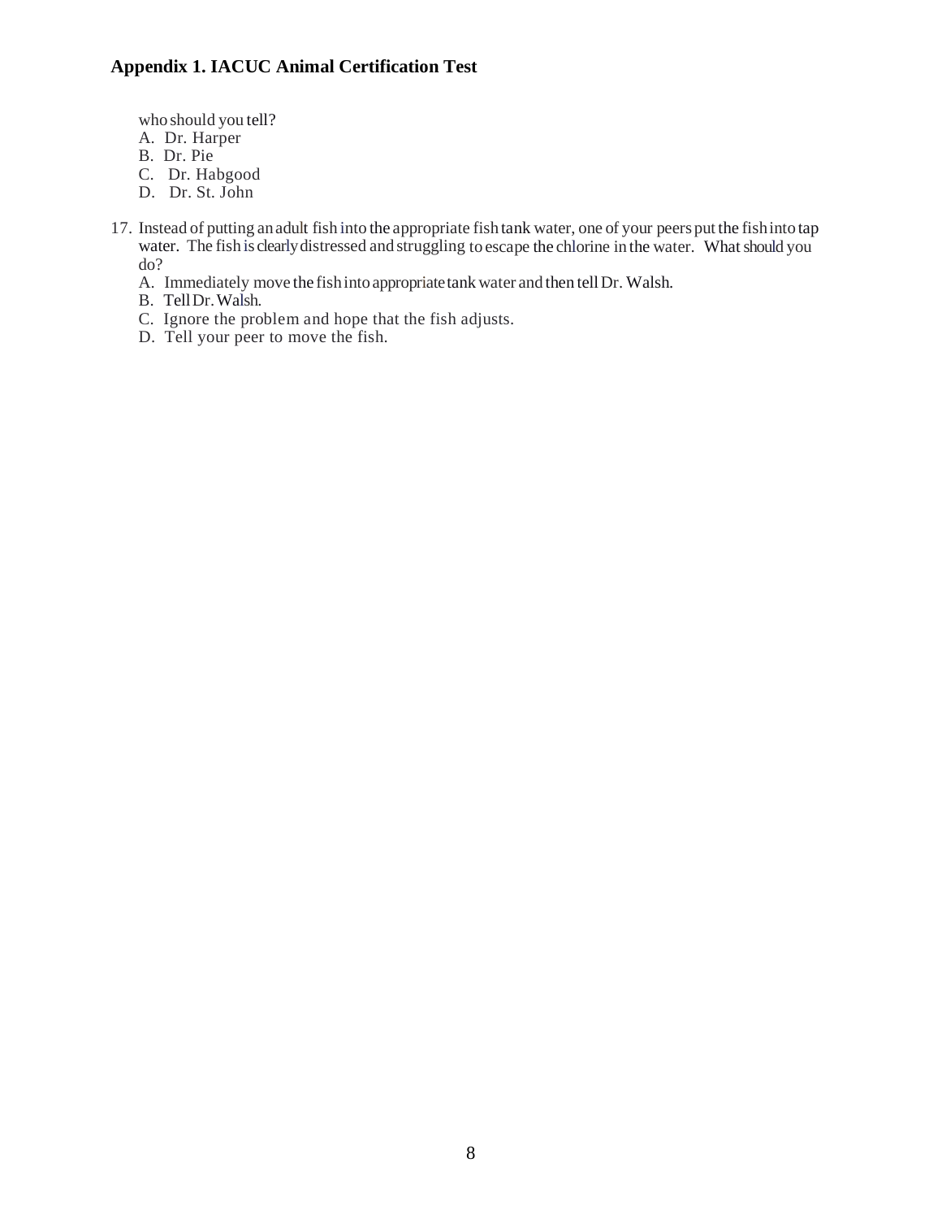who should you tell?

A. Dr. Harper
B. Dr. Pie
C. Dr. Habgood
D. Dr. St. John

17. Instead of putting an adult fish into the appropriate fish tank water, one of your peers put the fish into tap water. The fish is clearly distressed and struggling to escape the chlorine in the water. What should you do?
    A. Immediately move the fish into appropriate tank water and then tell Dr. Walsh.
    B. Tell Dr. Walsh.
    C. Ignore the problem and hope that the fish adjusts.
    D. Tell your peer to move the fish.